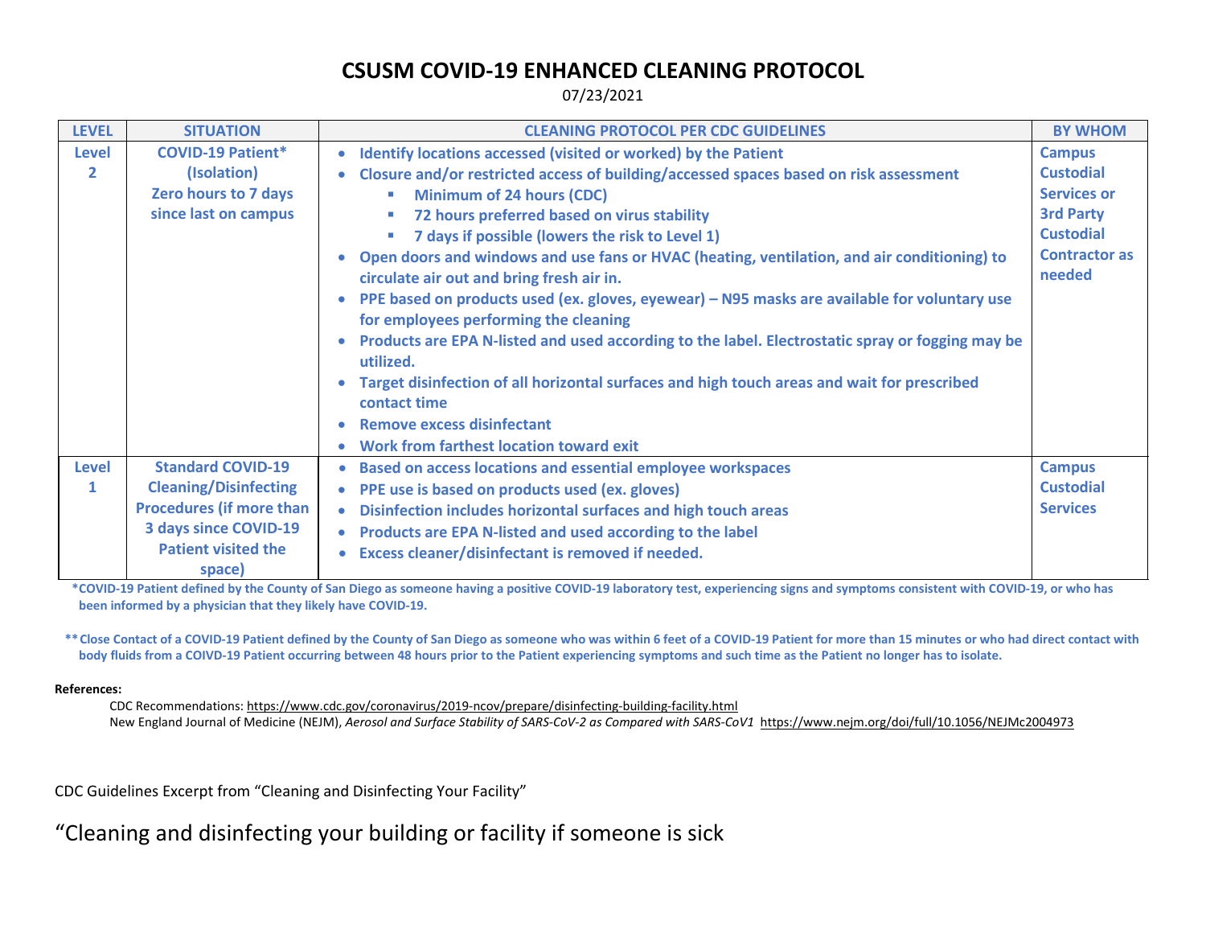# CSUSM COVID-19 ENHANCED CLEANING PROTOCOL

07/23/2021

| LEVEL | SITUATION | CLEANING PROTOCOL PER CDC GUIDELINES | BY WHOM |
|---|---|---|---|
| Level 2 | COVID-19 Patient* (Isolation) Zero hours to 7 days since last on campus | • Identify locations accessed (visited or worked) by the Patient<br>• Closure and/or restricted access of building/accessed spaces based on risk assessment<br>&nbsp;&nbsp;▪ Minimum of 24 hours (CDC)<br>&nbsp;&nbsp;▪ 72 hours preferred based on virus stability<br>&nbsp;&nbsp;▪ 7 days if possible (lowers the risk to Level 1)<br>• Open doors and windows and use fans or HVAC (heating, ventilation, and air conditioning) to circulate air out and bring fresh air in.<br>• PPE based on products used (ex. gloves, eyewear) – N95 masks are available for voluntary use for employees performing the cleaning<br>• Products are EPA N-listed and used according to the label. Electrostatic spray or fogging may be utilized.<br>• Target disinfection of all horizontal surfaces and high touch areas and wait for prescribed contact time<br>• Remove excess disinfectant<br>• Work from farthest location toward exit | Campus Custodial Services or 3rd Party Custodial Contractor as needed |
| Level 1 | Standard COVID-19 Cleaning/Disinfecting Procedures (if more than 3 days since COVID-19 Patient visited the space) | • Based on access locations and essential employee workspaces<br>• PPE use is based on products used (ex. gloves)<br>• Disinfection includes horizontal surfaces and high touch areas<br>• Products are EPA N-listed and used according to the label<br>• Excess cleaner/disinfectant is removed if needed. | Campus Custodial Services |

*COVID-19 Patient defined by the County of San Diego as someone having a positive COVID-19 laboratory test, experiencing signs and symptoms consistent with COVID-19, or who has been informed by a physician that they likely have COVID-19.

**Close Contact of a COVID-19 Patient defined by the County of San Diego as someone who was within 6 feet of a COVID-19 Patient for more than 15 minutes or who had direct contact with body fluids from a COIVD-19 Patient occurring between 48 hours prior to the Patient experiencing symptoms and such time as the Patient no longer has to isolate.

**References:**

CDC Recommendations: https://www.cdc.gov/coronavirus/2019-ncov/prepare/disinfecting-building-facility.html

New England Journal of Medicine (NEJM), *Aerosol and Surface Stability of SARS-CoV-2 as Compared with SARS-CoV1* https://www.nejm.org/doi/full/10.1056/NEJMc2004973

CDC Guidelines Excerpt from "Cleaning and Disinfecting Your Facility"

## "Cleaning and disinfecting your building or facility if someone is sick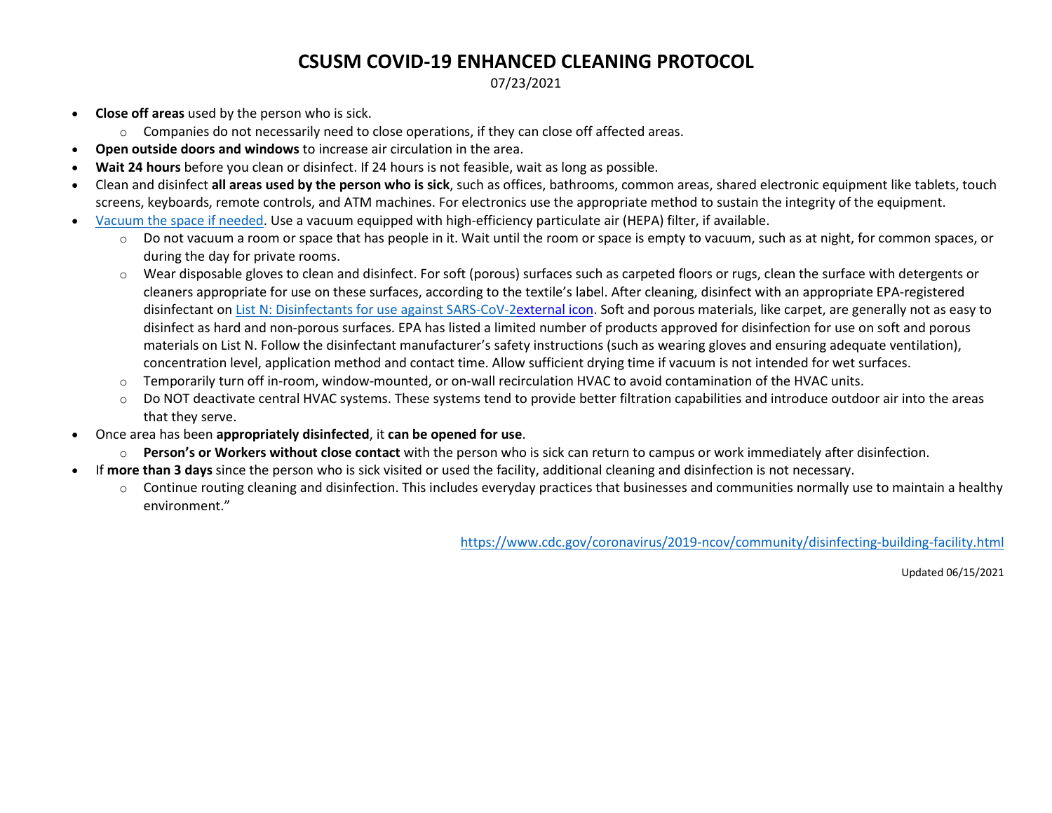# CSUSM COVID-19 ENHANCED CLEANING PROTOCOL

07/23/2021

- **Close off areas** used by the person who is sick.
  - Companies do not necessarily need to close operations, if they can close off affected areas.
- **Open outside doors and windows** to increase air circulation in the area.
- **Wait 24 hours** before you clean or disinfect. If 24 hours is not feasible, wait as long as possible.
- Clean and disinfect **all areas used by the person who is sick**, such as offices, bathrooms, common areas, shared electronic equipment like tablets, touch screens, keyboards, remote controls, and ATM machines. For electronics use the appropriate method to sustain the integrity of the equipment.
- Vacuum the space if needed. Use a vacuum equipped with high-efficiency particulate air (HEPA) filter, if available.
  - Do not vacuum a room or space that has people in it. Wait until the room or space is empty to vacuum, such as at night, for common spaces, or during the day for private rooms.
  - Wear disposable gloves to clean and disinfect. For soft (porous) surfaces such as carpeted floors or rugs, clean the surface with detergents or cleaners appropriate for use on these surfaces, according to the textile's label. After cleaning, disinfect with an appropriate EPA-registered disinfectant on List N: Disinfectants for use against SARS-CoV-2external icon. Soft and porous materials, like carpet, are generally not as easy to disinfect as hard and non-porous surfaces. EPA has listed a limited number of products approved for disinfection for use on soft and porous materials on List N. Follow the disinfectant manufacturer's safety instructions (such as wearing gloves and ensuring adequate ventilation), concentration level, application method and contact time. Allow sufficient drying time if vacuum is not intended for wet surfaces.
  - Temporarily turn off in-room, window-mounted, or on-wall recirculation HVAC to avoid contamination of the HVAC units.
  - Do NOT deactivate central HVAC systems. These systems tend to provide better filtration capabilities and introduce outdoor air into the areas that they serve.
- Once area has been **appropriately disinfected**, it **can be opened for use**.
  - **Person's or Workers without close contact** with the person who is sick can return to campus or work immediately after disinfection.
- If **more than 3 days** since the person who is sick visited or used the facility, additional cleaning and disinfection is not necessary.
  - Continue routing cleaning and disinfection. This includes everyday practices that businesses and communities normally use to maintain a healthy environment."

https://www.cdc.gov/coronavirus/2019-ncov/community/disinfecting-building-facility.html

Updated 06/15/2021